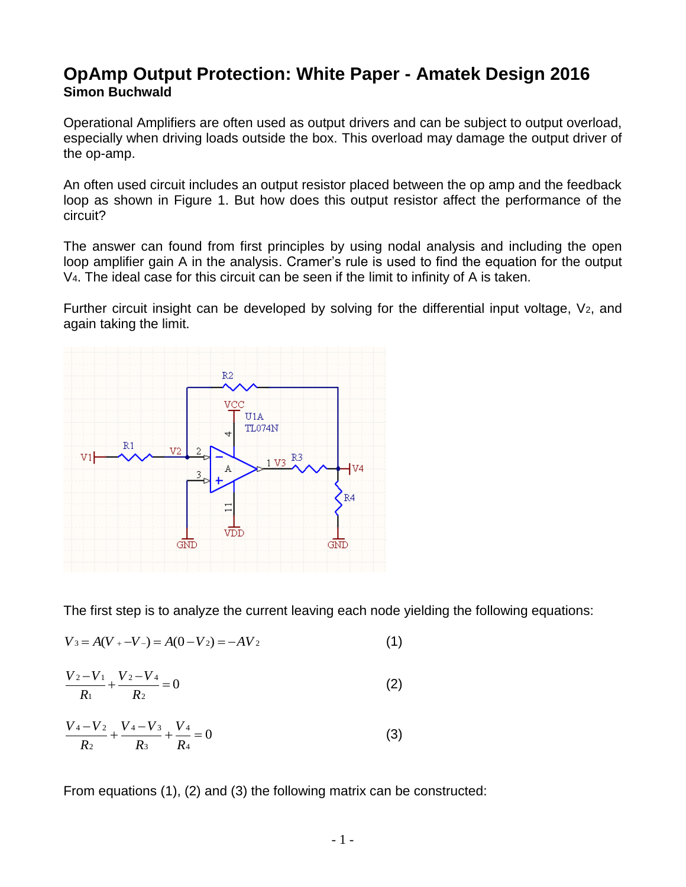# OpAmp Output Protection: White Paper - Amatek Design 2016

**Simon Buchwald**

Operational Amplifiers are often used as output drivers and can be subject to output overload, especially when driving loads outside the box. This overload may damage the output driver of the op-amp.

An often used circuit includes an output resistor placed between the op amp and the feedback loop as shown in Figure 1. But how does this output resistor affect the performance of the circuit?

The answer can found from first principles by using nodal analysis and including the open loop amplifier gain A in the analysis. Cramer's rule is used to find the equation for the output $V_4$. The ideal case for this circuit can be seen if the limit to infinity of A is taken.

Further circuit insight can be developed by solving for the differential input voltage, $V_2$, and again taking the limit.

The first step is to analyze the current leaving each node yielding the following equations:

$$V_3 = A(V_+ - V_-) = A(0 - V_2) = -AV_2 \tag{1}$$

$$\frac{V_2 - V_1}{R_1} + \frac{V_2 - V_4}{R_2} = 0 \tag{2}$$

$$\frac{V_4 - V_2}{R_2} + \frac{V_4 - V_3}{R_3} + \frac{V_4}{R_4} = 0 \tag{3}$$

From equations (1), (2) and (3) the following matrix can be constructed: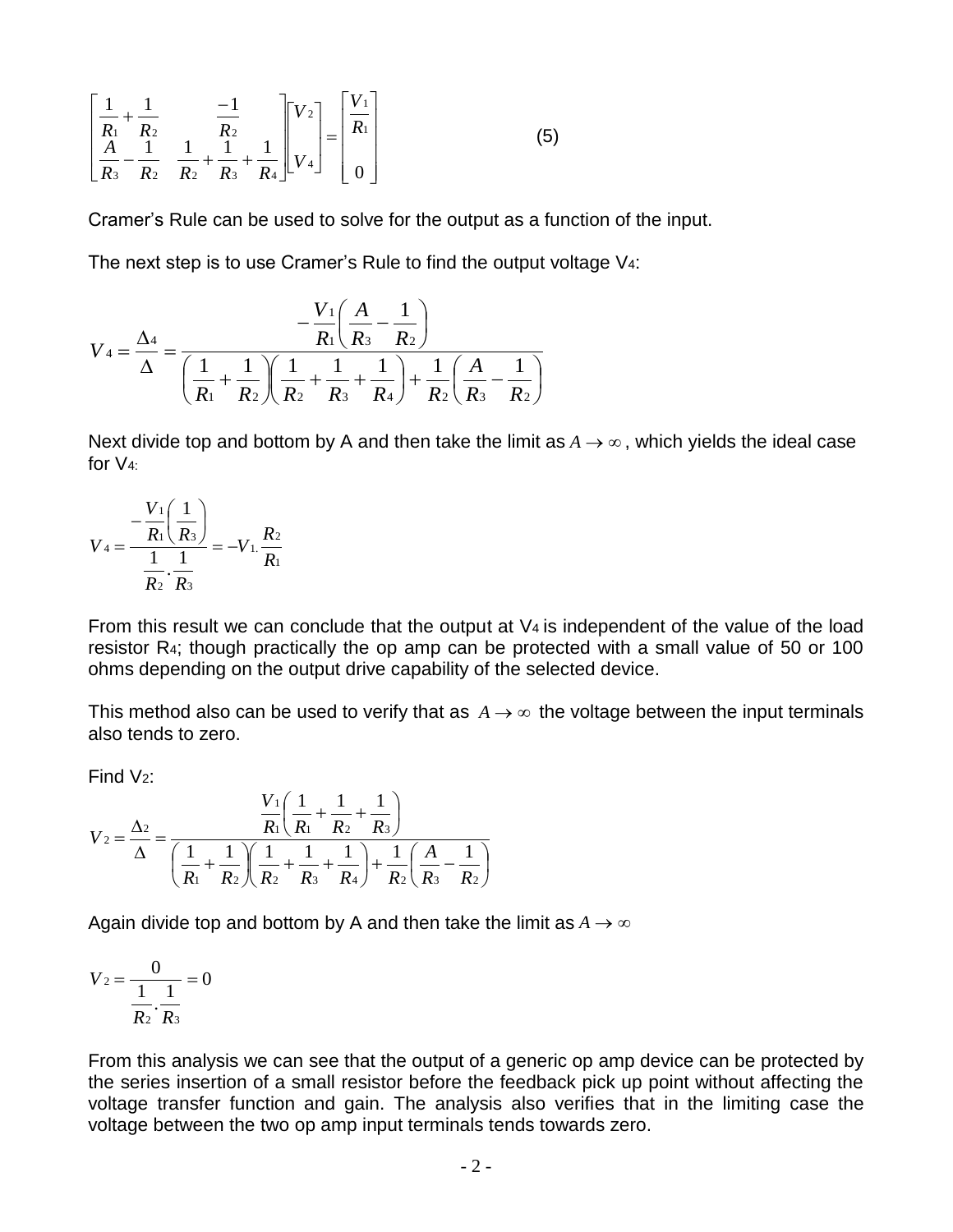$$\begin{bmatrix} \frac{1}{R_1}+\frac{1}{R_2} & \frac{-1}{R_2} \\ \frac{A}{R_3}-\frac{1}{R_2} & \frac{1}{R_2}+\frac{1}{R_3}+\frac{1}{R_4} \end{bmatrix} \begin{bmatrix} V_2 \\ V_4 \end{bmatrix} = \begin{bmatrix} \frac{V_1}{R_1} \\ 0 \end{bmatrix} \qquad (5)$$

Cramer's Rule can be used to solve for the output as a function of the input.

The next step is to use Cramer's Rule to find the output voltage $V_4$:

$$V_4 = \frac{\Delta_4}{\Delta} = \frac{-\frac{V_1}{R_1}\left(\frac{A}{R_3}-\frac{1}{R_2}\right)}{\left(\frac{1}{R_1}+\frac{1}{R_2}\right)\left(\frac{1}{R_2}+\frac{1}{R_3}+\frac{1}{R_4}\right)+\frac{1}{R_2}\left(\frac{A}{R_3}-\frac{1}{R_2}\right)}$$

Next divide top and bottom by A and then take the limit as $A \to \infty$, which yields the ideal case for $V_4$:

$$V_4 = \frac{-\frac{V_1}{R_1}\left(\frac{1}{R_3}\right)}{\frac{1}{R_2}.\frac{1}{R_3}} = -V_1.\frac{R_2}{R_1}$$

From this result we can conclude that the output at $V_4$ is independent of the value of the load resistor $R_4$; though practically the op amp can be protected with a small value of 50 or 100 ohms depending on the output drive capability of the selected device.

This method also can be used to verify that as $A \to \infty$ the voltage between the input terminals also tends to zero.

Find $V_2$:

$$V_2 = \frac{\Delta_2}{\Delta} = \frac{\frac{V_1}{R_1}\left(\frac{1}{R_1}+\frac{1}{R_2}+\frac{1}{R_3}\right)}{\left(\frac{1}{R_1}+\frac{1}{R_2}\right)\left(\frac{1}{R_2}+\frac{1}{R_3}+\frac{1}{R_4}\right)+\frac{1}{R_2}\left(\frac{A}{R_3}-\frac{1}{R_2}\right)}$$

Again divide top and bottom by A and then take the limit as $A \to \infty$

$$V_2 = \frac{0}{\frac{1}{R_2}.\frac{1}{R_3}} = 0$$

From this analysis we can see that the output of a generic op amp device can be protected by the series insertion of a small resistor before the feedback pick up point without affecting the voltage transfer function and gain. The analysis also verifies that in the limiting case the voltage between the two op amp input terminals tends towards zero.